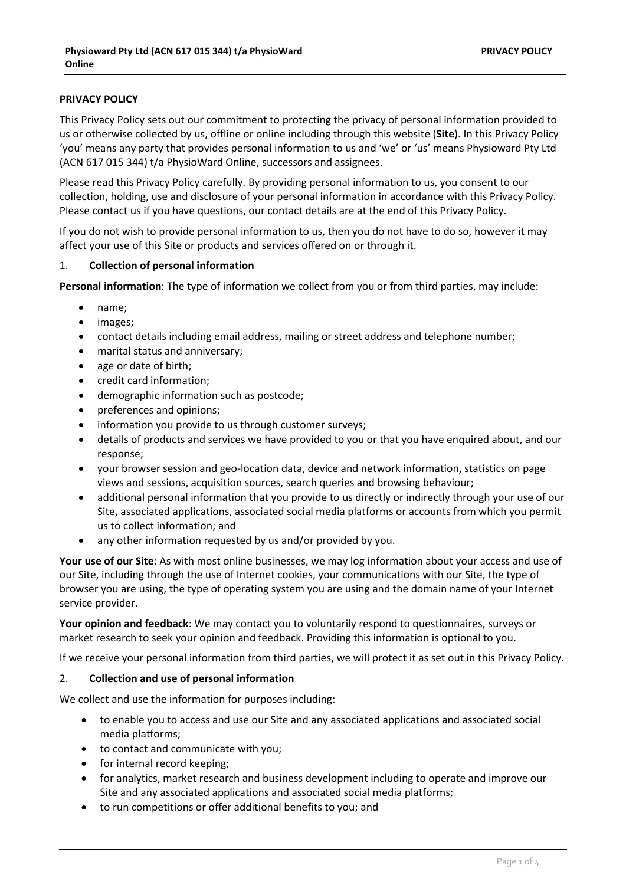**PRIVACY POLICY**

This Privacy Policy sets out our commitment to protecting the privacy of personal information provided to us or otherwise collected by us, offline or online including through this website (**Site**). In this Privacy Policy 'you' means any party that provides personal information to us and 'we' or 'us' means Physioward Pty Ltd (ACN 617 015 344) t/a PhysioWard Online, successors and assignees.

Please read this Privacy Policy carefully. By providing personal information to us, you consent to our collection, holding, use and disclosure of your personal information in accordance with this Privacy Policy. Please contact us if you have questions, our contact details are at the end of this Privacy Policy.

If you do not wish to provide personal information to us, then you do not have to do so, however it may affect your use of this Site or products and services offered on or through it.

1. **Collection of personal information**

**Personal information**: The type of information we collect from you or from third parties, may include:

- name;
- images;
- contact details including email address, mailing or street address and telephone number;
- marital status and anniversary;
- age or date of birth;
- credit card information;
- demographic information such as postcode;
- preferences and opinions;
- information you provide to us through customer surveys;
- details of products and services we have provided to you or that you have enquired about, and our response;
- your browser session and geo-location data, device and network information, statistics on page views and sessions, acquisition sources, search queries and browsing behaviour;
- additional personal information that you provide to us directly or indirectly through your use of our Site, associated applications, associated social media platforms or accounts from which you permit us to collect information; and
- any other information requested by us and/or provided by you.

**Your use of our Site**: As with most online businesses, we may log information about your access and use of our Site, including through the use of Internet cookies, your communications with our Site, the type of browser you are using, the type of operating system you are using and the domain name of your Internet service provider.

**Your opinion and feedback**: We may contact you to voluntarily respond to questionnaires, surveys or market research to seek your opinion and feedback. Providing this information is optional to you.

If we receive your personal information from third parties, we will protect it as set out in this Privacy Policy.

2. **Collection and use of personal information**

We collect and use the information for purposes including:

- to enable you to access and use our Site and any associated applications and associated social media platforms;
- to contact and communicate with you;
- for internal record keeping;
- for analytics, market research and business development including to operate and improve our Site and any associated applications and associated social media platforms;
- to run competitions or offer additional benefits to you; and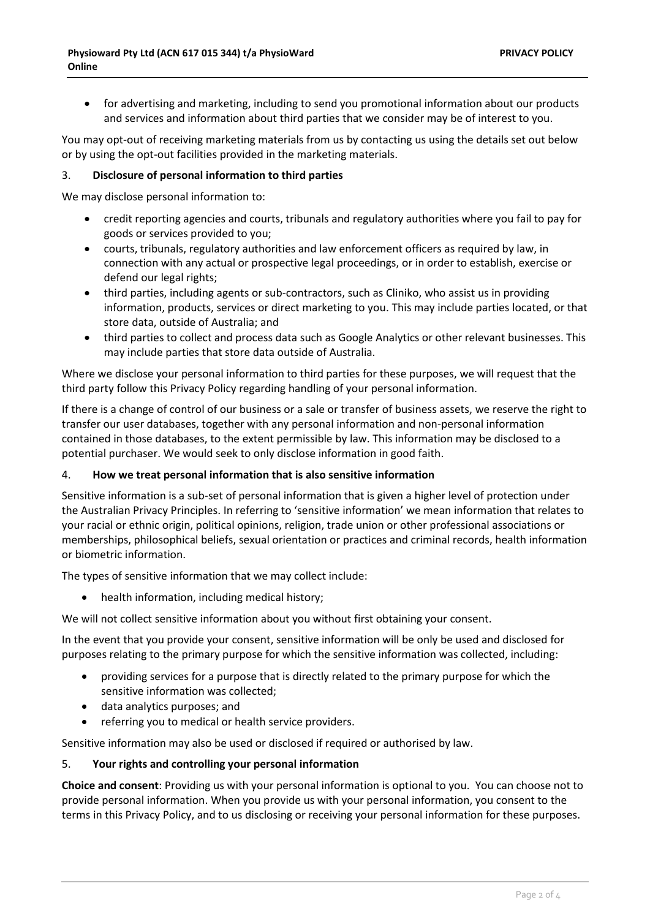- for advertising and marketing, including to send you promotional information about our products and services and information about third parties that we consider may be of interest to you.

You may opt-out of receiving marketing materials from us by contacting us using the details set out below or by using the opt-out facilities provided in the marketing materials.

## 3. Disclosure of personal information to third parties

We may disclose personal information to:

- credit reporting agencies and courts, tribunals and regulatory authorities where you fail to pay for goods or services provided to you;
- courts, tribunals, regulatory authorities and law enforcement officers as required by law, in connection with any actual or prospective legal proceedings, or in order to establish, exercise or defend our legal rights;
- third parties, including agents or sub-contractors, such as Cliniko, who assist us in providing information, products, services or direct marketing to you. This may include parties located, or that store data, outside of Australia; and
- third parties to collect and process data such as Google Analytics or other relevant businesses. This may include parties that store data outside of Australia.

Where we disclose your personal information to third parties for these purposes, we will request that the third party follow this Privacy Policy regarding handling of your personal information.

If there is a change of control of our business or a sale or transfer of business assets, we reserve the right to transfer our user databases, together with any personal information and non-personal information contained in those databases, to the extent permissible by law. This information may be disclosed to a potential purchaser. We would seek to only disclose information in good faith.

## 4. How we treat personal information that is also sensitive information

Sensitive information is a sub-set of personal information that is given a higher level of protection under the Australian Privacy Principles. In referring to 'sensitive information' we mean information that relates to your racial or ethnic origin, political opinions, religion, trade union or other professional associations or memberships, philosophical beliefs, sexual orientation or practices and criminal records, health information or biometric information.

The types of sensitive information that we may collect include:

- health information, including medical history;

We will not collect sensitive information about you without first obtaining your consent.

In the event that you provide your consent, sensitive information will be only be used and disclosed for purposes relating to the primary purpose for which the sensitive information was collected, including:

- providing services for a purpose that is directly related to the primary purpose for which the sensitive information was collected;
- data analytics purposes; and
- referring you to medical or health service providers.

Sensitive information may also be used or disclosed if required or authorised by law.

## 5. Your rights and controlling your personal information

**Choice and consent**: Providing us with your personal information is optional to you. You can choose not to provide personal information. When you provide us with your personal information, you consent to the terms in this Privacy Policy, and to us disclosing or receiving your personal information for these purposes.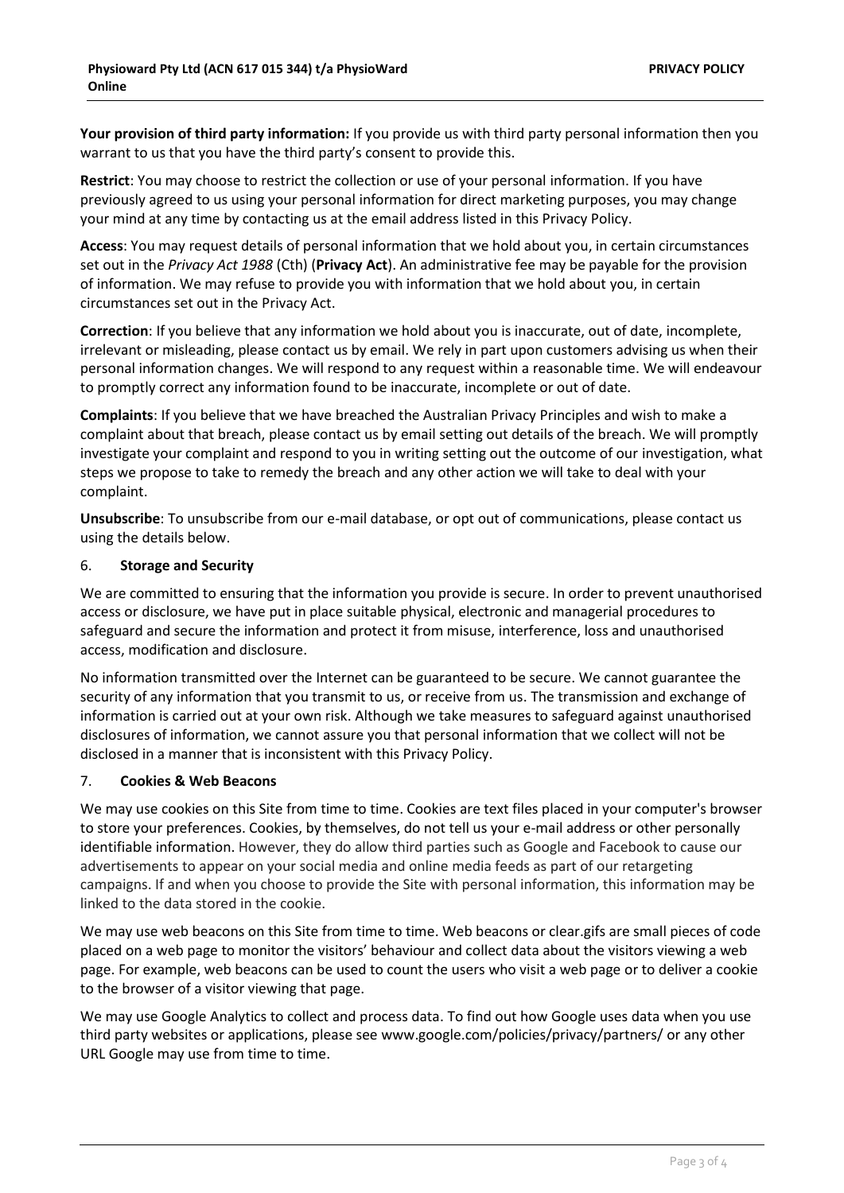**Your provision of third party information:** If you provide us with third party personal information then you warrant to us that you have the third party's consent to provide this.

**Restrict**: You may choose to restrict the collection or use of your personal information. If you have previously agreed to us using your personal information for direct marketing purposes, you may change your mind at any time by contacting us at the email address listed in this Privacy Policy.

**Access**: You may request details of personal information that we hold about you, in certain circumstances set out in the *Privacy Act 1988* (Cth) (**Privacy Act**). An administrative fee may be payable for the provision of information. We may refuse to provide you with information that we hold about you, in certain circumstances set out in the Privacy Act.

**Correction**: If you believe that any information we hold about you is inaccurate, out of date, incomplete, irrelevant or misleading, please contact us by email. We rely in part upon customers advising us when their personal information changes. We will respond to any request within a reasonable time. We will endeavour to promptly correct any information found to be inaccurate, incomplete or out of date.

**Complaints**: If you believe that we have breached the Australian Privacy Principles and wish to make a complaint about that breach, please contact us by email setting out details of the breach. We will promptly investigate your complaint and respond to you in writing setting out the outcome of our investigation, what steps we propose to take to remedy the breach and any other action we will take to deal with your complaint.

**Unsubscribe**: To unsubscribe from our e-mail database, or opt out of communications, please contact us using the details below.

## 6. Storage and Security

We are committed to ensuring that the information you provide is secure. In order to prevent unauthorised access or disclosure, we have put in place suitable physical, electronic and managerial procedures to safeguard and secure the information and protect it from misuse, interference, loss and unauthorised access, modification and disclosure.

No information transmitted over the Internet can be guaranteed to be secure. We cannot guarantee the security of any information that you transmit to us, or receive from us. The transmission and exchange of information is carried out at your own risk. Although we take measures to safeguard against unauthorised disclosures of information, we cannot assure you that personal information that we collect will not be disclosed in a manner that is inconsistent with this Privacy Policy.

## 7. Cookies & Web Beacons

We may use cookies on this Site from time to time. Cookies are text files placed in your computer's browser to store your preferences. Cookies, by themselves, do not tell us your e-mail address or other personally identifiable information. However, they do allow third parties such as Google and Facebook to cause our advertisements to appear on your social media and online media feeds as part of our retargeting campaigns. If and when you choose to provide the Site with personal information, this information may be linked to the data stored in the cookie.

We may use web beacons on this Site from time to time. Web beacons or clear.gifs are small pieces of code placed on a web page to monitor the visitors' behaviour and collect data about the visitors viewing a web page. For example, web beacons can be used to count the users who visit a web page or to deliver a cookie to the browser of a visitor viewing that page.

We may use Google Analytics to collect and process data. To find out how Google uses data when you use third party websites or applications, please see www.google.com/policies/privacy/partners/ or any other URL Google may use from time to time.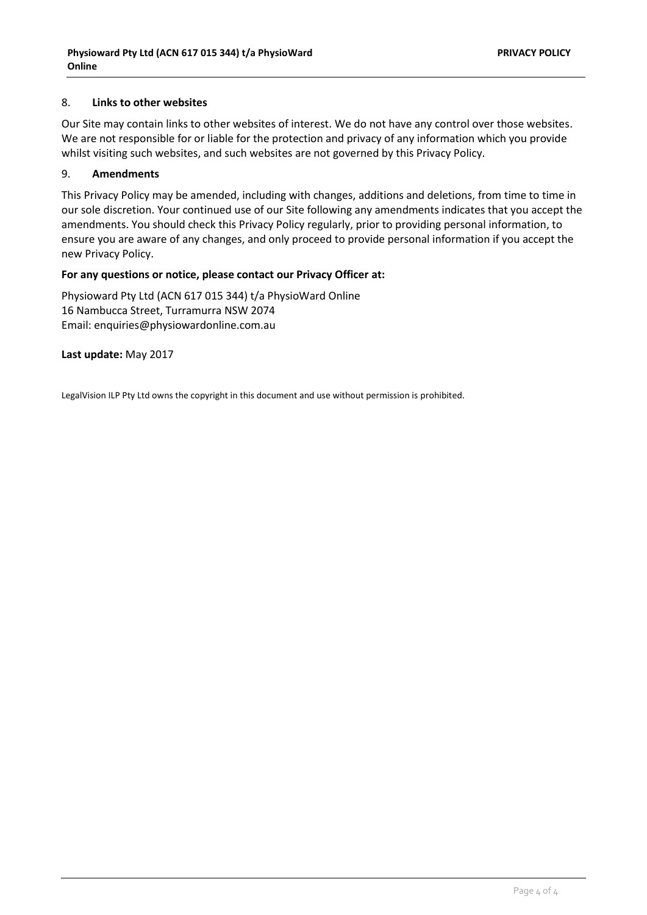## 8. **Links to other websites**

Our Site may contain links to other websites of interest. We do not have any control over those websites. We are not responsible for or liable for the protection and privacy of any information which you provide whilst visiting such websites, and such websites are not governed by this Privacy Policy.

## 9. **Amendments**

This Privacy Policy may be amended, including with changes, additions and deletions, from time to time in our sole discretion. Your continued use of our Site following any amendments indicates that you accept the amendments. You should check this Privacy Policy regularly, prior to providing personal information, to ensure you are aware of any changes, and only proceed to provide personal information if you accept the new Privacy Policy.

**For any questions or notice, please contact our Privacy Officer at:**

Physioward Pty Ltd (ACN 617 015 344) t/a PhysioWard Online
16 Nambucca Street, Turramurra NSW 2074
Email: enquiries@physiowardonline.com.au

**Last update:** May 2017

LegalVision ILP Pty Ltd owns the copyright in this document and use without permission is prohibited.